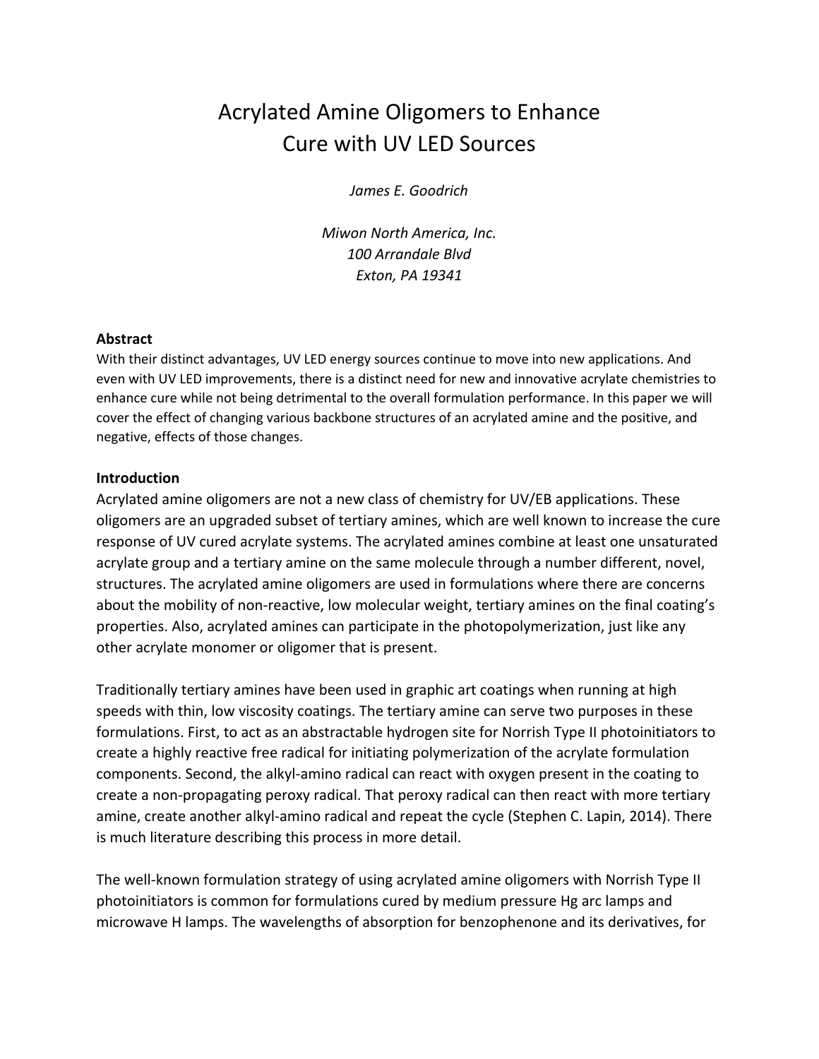# Acrylated Amine Oligomers to Enhance Cure with UV LED Sources

*James E. Goodrich*

*Miwon North America, Inc.*
*100 Arrandale Blvd*
*Exton, PA 19341*

## Abstract

With their distinct advantages, UV LED energy sources continue to move into new applications. And even with UV LED improvements, there is a distinct need for new and innovative acrylate chemistries to enhance cure while not being detrimental to the overall formulation performance. In this paper we will cover the effect of changing various backbone structures of an acrylated amine and the positive, and negative, effects of those changes.

## Introduction

Acrylated amine oligomers are not a new class of chemistry for UV/EB applications. These oligomers are an upgraded subset of tertiary amines, which are well known to increase the cure response of UV cured acrylate systems. The acrylated amines combine at least one unsaturated acrylate group and a tertiary amine on the same molecule through a number different, novel, structures. The acrylated amine oligomers are used in formulations where there are concerns about the mobility of non-reactive, low molecular weight, tertiary amines on the final coating's properties. Also, acrylated amines can participate in the photopolymerization, just like any other acrylate monomer or oligomer that is present.

Traditionally tertiary amines have been used in graphic art coatings when running at high speeds with thin, low viscosity coatings. The tertiary amine can serve two purposes in these formulations. First, to act as an abstractable hydrogen site for Norrish Type II photoinitiators to create a highly reactive free radical for initiating polymerization of the acrylate formulation components. Second, the alkyl-amino radical can react with oxygen present in the coating to create a non-propagating peroxy radical. That peroxy radical can then react with more tertiary amine, create another alkyl-amino radical and repeat the cycle (Stephen C. Lapin, 2014). There is much literature describing this process in more detail.

The well-known formulation strategy of using acrylated amine oligomers with Norrish Type II photoinitiators is common for formulations cured by medium pressure Hg arc lamps and microwave H lamps. The wavelengths of absorption for benzophenone and its derivatives, for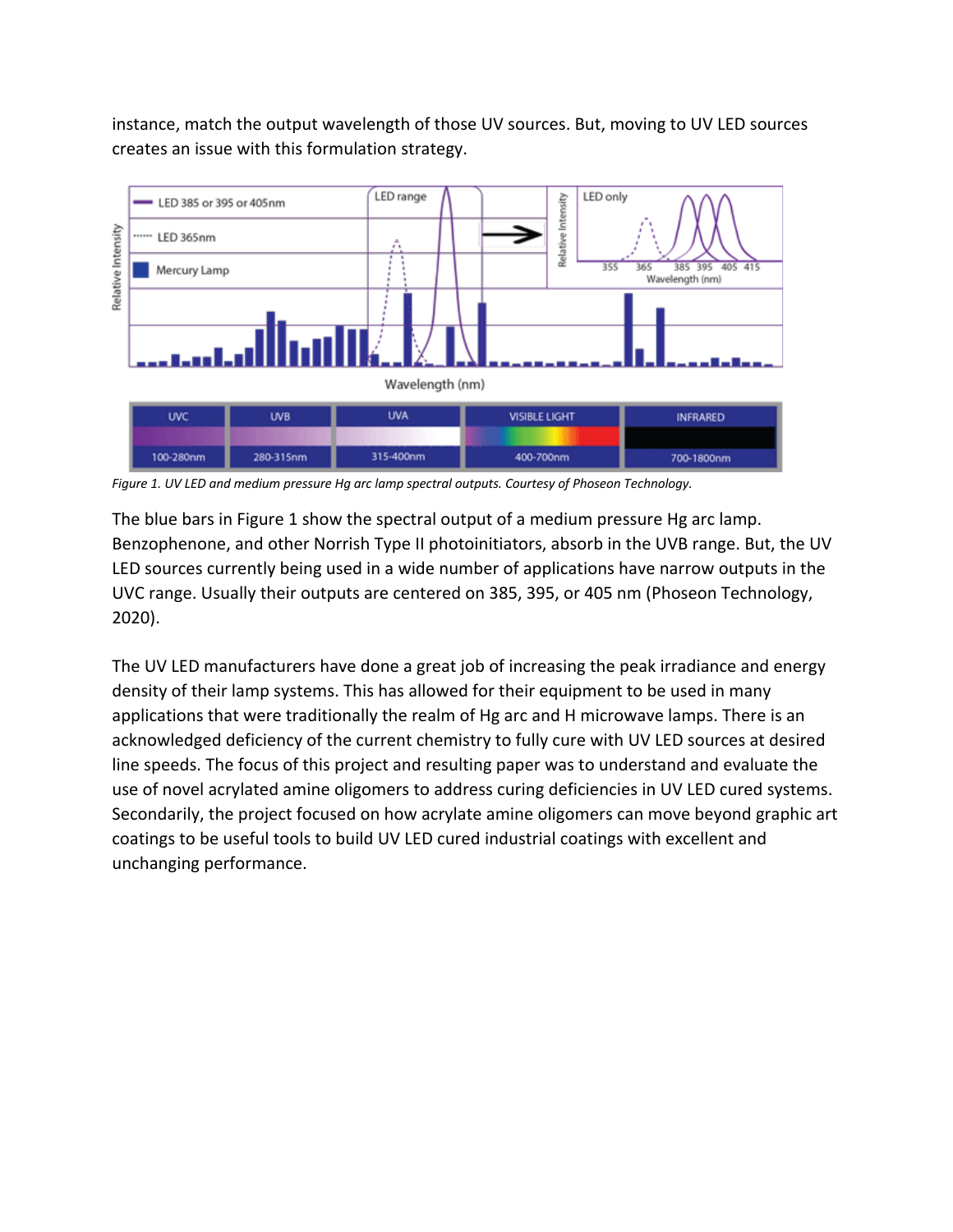instance, match the output wavelength of those UV sources. But, moving to UV LED sources creates an issue with this formulation strategy.

*Figure 1. UV LED and medium pressure Hg arc lamp spectral outputs. Courtesy of Phoseon Technology.*

The blue bars in Figure 1 show the spectral output of a medium pressure Hg arc lamp. Benzophenone, and other Norrish Type II photoinitiators, absorb in the UVB range. But, the UV LED sources currently being used in a wide number of applications have narrow outputs in the UVC range. Usually their outputs are centered on 385, 395, or 405 nm (Phoseon Technology, 2020).

The UV LED manufacturers have done a great job of increasing the peak irradiance and energy density of their lamp systems. This has allowed for their equipment to be used in many applications that were traditionally the realm of Hg arc and H microwave lamps. There is an acknowledged deficiency of the current chemistry to fully cure with UV LED sources at desired line speeds. The focus of this project and resulting paper was to understand and evaluate the use of novel acrylated amine oligomers to address curing deficiencies in UV LED cured systems. Secondarily, the project focused on how acrylate amine oligomers can move beyond graphic art coatings to be useful tools to build UV LED cured industrial coatings with excellent and unchanging performance.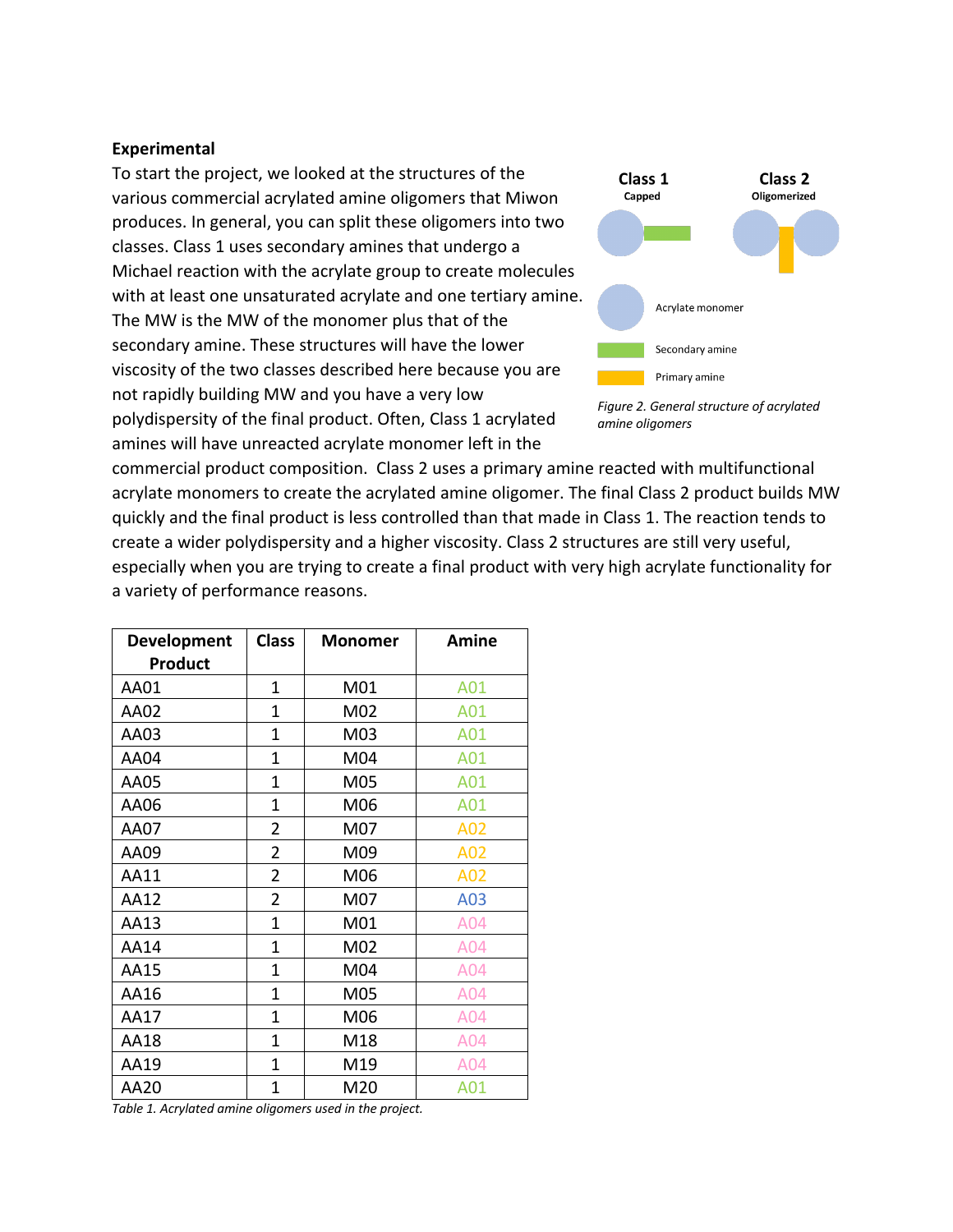## Experimental

To start the project, we looked at the structures of the various commercial acrylated amine oligomers that Miwon produces. In general, you can split these oligomers into two classes. Class 1 uses secondary amines that undergo a Michael reaction with the acrylate group to create molecules with at least one unsaturated acrylate and one tertiary amine. The MW is the MW of the monomer plus that of the secondary amine. These structures will have the lower viscosity of the two classes described here because you are not rapidly building MW and you have a very low polydispersity of the final product. Often, Class 1 acrylated amines will have unreacted acrylate monomer left in the commercial product composition. Class 2 uses a primary amine reacted with multifunctional acrylate monomers to create the acrylated amine oligomer. The final Class 2 product builds MW quickly and the final product is less controlled than that made in Class 1. The reaction tends to create a wider polydispersity and a higher viscosity. Class 2 structures are still very useful, especially when you are trying to create a final product with very high acrylate functionality for a variety of performance reasons.

**Class 1**
Capped

**Class 2**
Oligomerized

Acrylate monomer

Secondary amine

Primary amine

*Figure 2. General structure of acrylated amine oligomers*

| Development Product | Class | Monomer | Amine |
|---|---|---|---|
| AA01 | 1 | M01 | A01 |
| AA02 | 1 | M02 | A01 |
| AA03 | 1 | M03 | A01 |
| AA04 | 1 | M04 | A01 |
| AA05 | 1 | M05 | A01 |
| AA06 | 1 | M06 | A01 |
| AA07 | 2 | M07 | A02 |
| AA09 | 2 | M09 | A02 |
| AA11 | 2 | M06 | A02 |
| AA12 | 2 | M07 | A03 |
| AA13 | 1 | M01 | A04 |
| AA14 | 1 | M02 | A04 |
| AA15 | 1 | M04 | A04 |
| AA16 | 1 | M05 | A04 |
| AA17 | 1 | M06 | A04 |
| AA18 | 1 | M18 | A04 |
| AA19 | 1 | M19 | A04 |
| AA20 | 1 | M20 | A01 |

*Table 1. Acrylated amine oligomers used in the project.*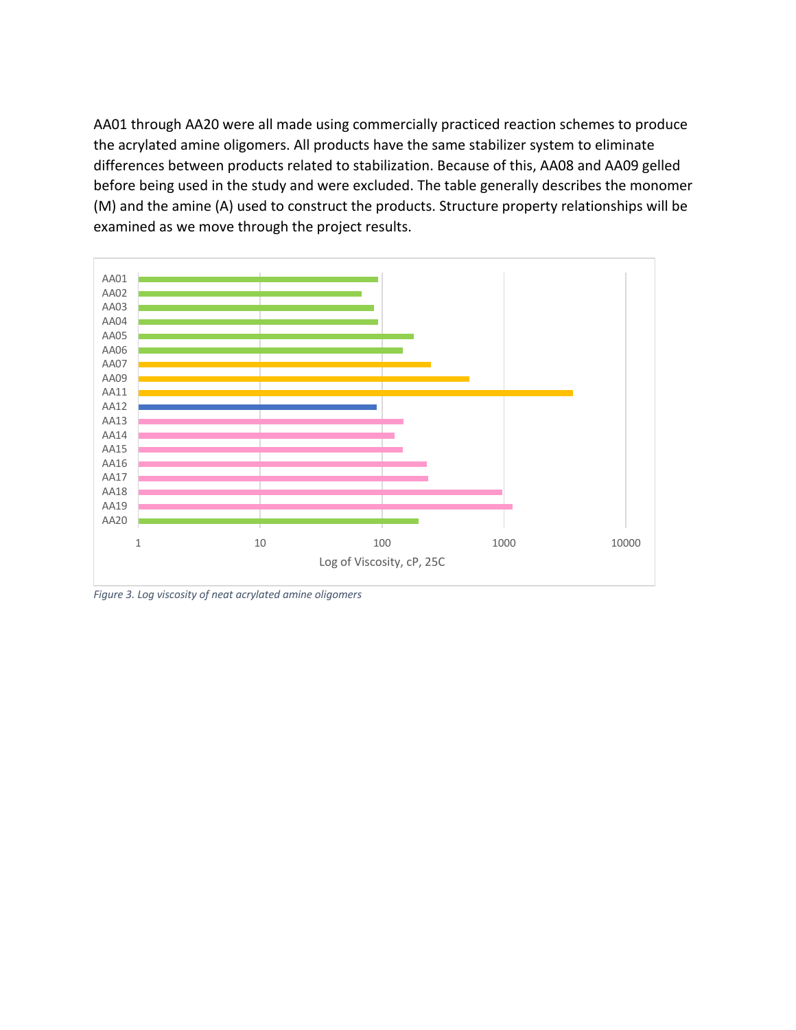AA01 through AA20 were all made using commercially practiced reaction schemes to produce the acrylated amine oligomers. All products have the same stabilizer system to eliminate differences between products related to stabilization. Because of this, AA08 and AA09 gelled before being used in the study and were excluded. The table generally describes the monomer (M) and the amine (A) used to construct the products. Structure property relationships will be examined as we move through the project results.

*Figure 3. Log viscosity of neat acrylated amine oligomers*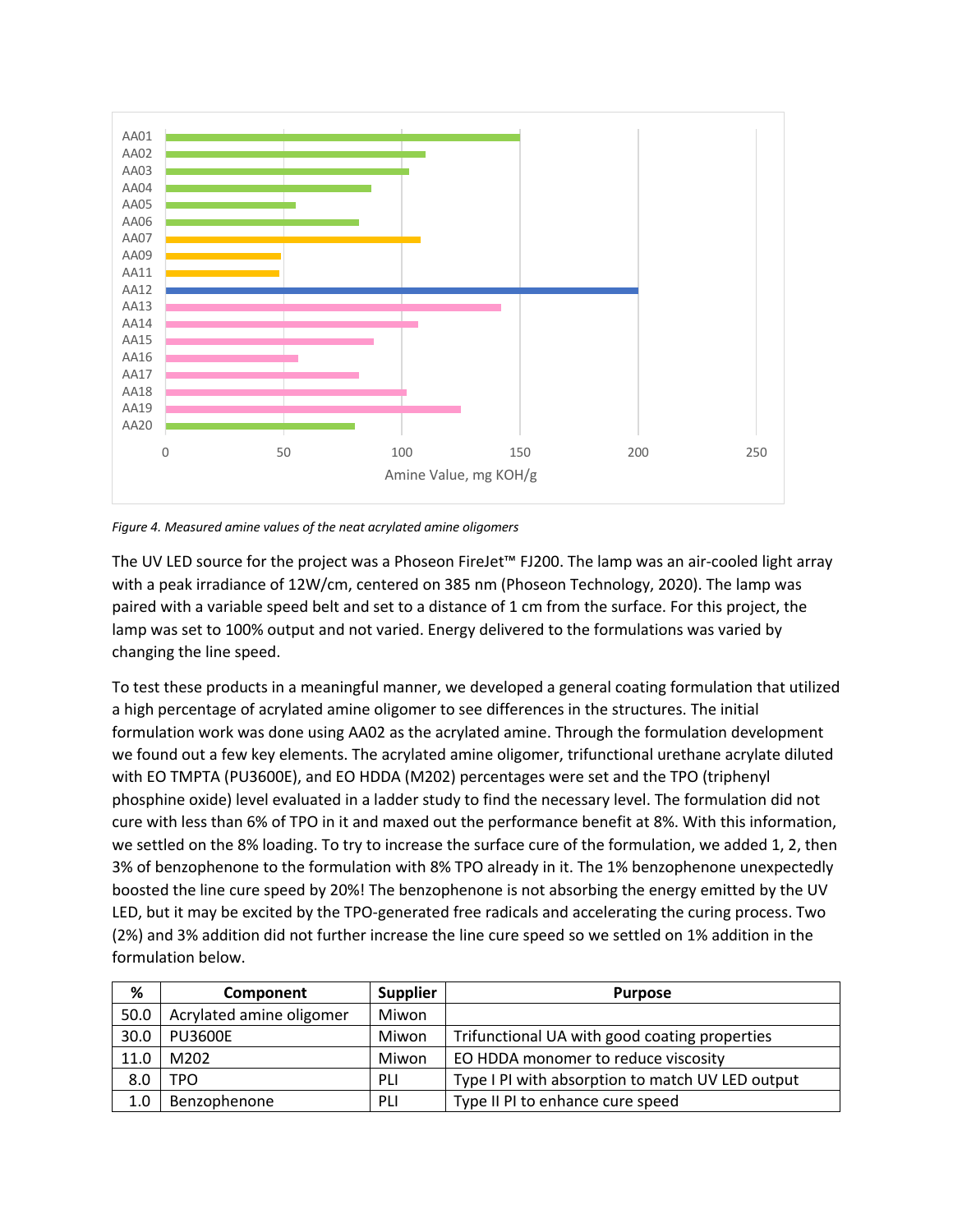*Figure 4. Measured amine values of the neat acrylated amine oligomers*

The UV LED source for the project was a Phoseon FireJet™ FJ200. The lamp was an air-cooled light array with a peak irradiance of 12W/cm, centered on 385 nm (Phoseon Technology, 2020). The lamp was paired with a variable speed belt and set to a distance of 1 cm from the surface. For this project, the lamp was set to 100% output and not varied. Energy delivered to the formulations was varied by changing the line speed.

To test these products in a meaningful manner, we developed a general coating formulation that utilized a high percentage of acrylated amine oligomer to see differences in the structures. The initial formulation work was done using AA02 as the acrylated amine. Through the formulation development we found out a few key elements. The acrylated amine oligomer, trifunctional urethane acrylate diluted with EO TMPTA (PU3600E), and EO HDDA (M202) percentages were set and the TPO (triphenyl phosphine oxide) level evaluated in a ladder study to find the necessary level. The formulation did not cure with less than 6% of TPO in it and maxed out the performance benefit at 8%. With this information, we settled on the 8% loading. To try to increase the surface cure of the formulation, we added 1, 2, then 3% of benzophenone to the formulation with 8% TPO already in it. The 1% benzophenone unexpectedly boosted the line cure speed by 20%! The benzophenone is not absorbing the energy emitted by the UV LED, but it may be excited by the TPO-generated free radicals and accelerating the curing process. Two (2%) and 3% addition did not further increase the line cure speed so we settled on 1% addition in the formulation below.

| % | Component | Supplier | Purpose |
|---|---|---|---|
| 50.0 | Acrylated amine oligomer | Miwon | |
| 30.0 | PU3600E | Miwon | Trifunctional UA with good coating properties |
| 11.0 | M202 | Miwon | EO HDDA monomer to reduce viscosity |
| 8.0 | TPO | PLI | Type I PI with absorption to match UV LED output |
| 1.0 | Benzophenone | PLI | Type II PI to enhance cure speed |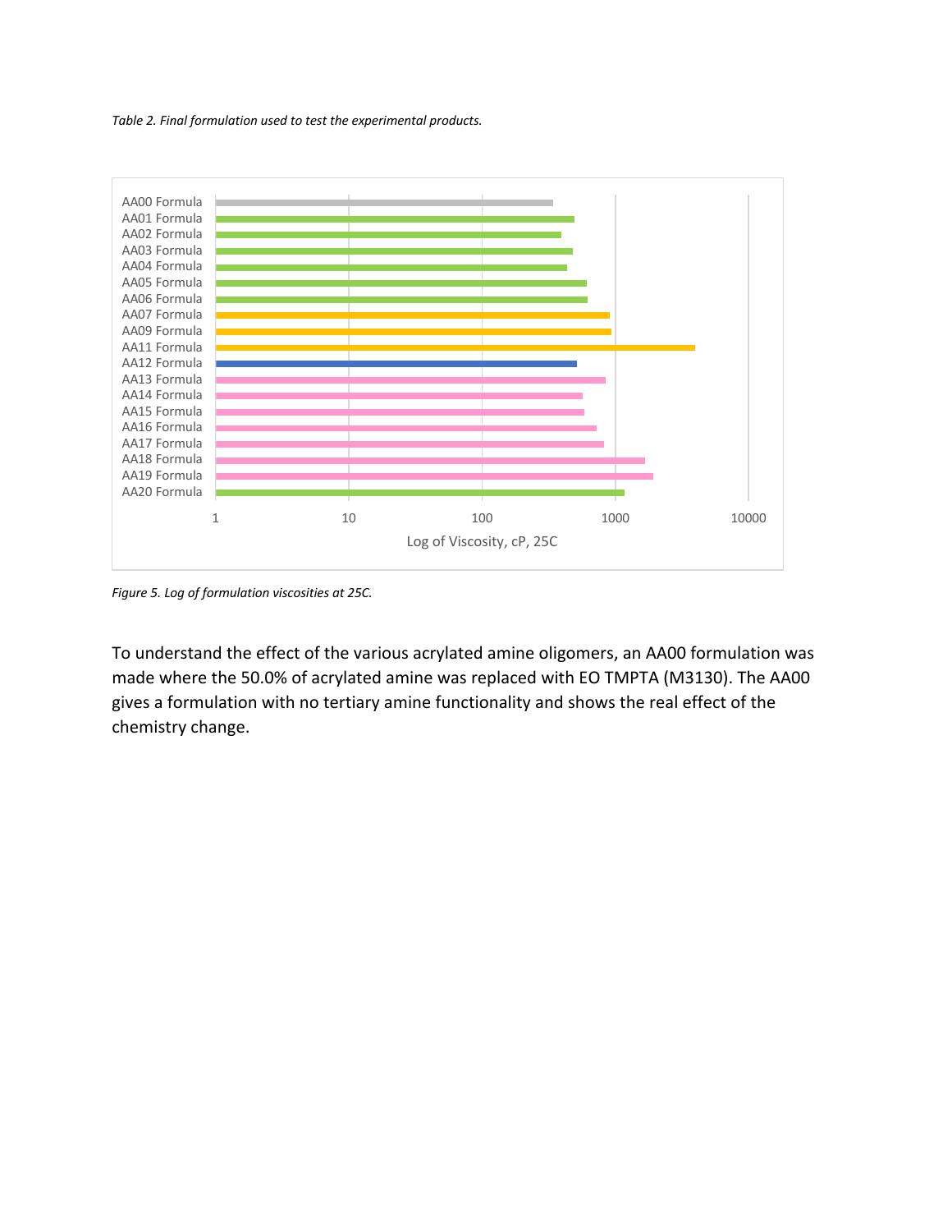*Table 2. Final formulation used to test the experimental products.*

*Figure 5. Log of formulation viscosities at 25C.*

To understand the effect of the various acrylated amine oligomers, an AA00 formulation was made where the 50.0% of acrylated amine was replaced with EO TMPTA (M3130). The AA00 gives a formulation with no tertiary amine functionality and shows the real effect of the chemistry change.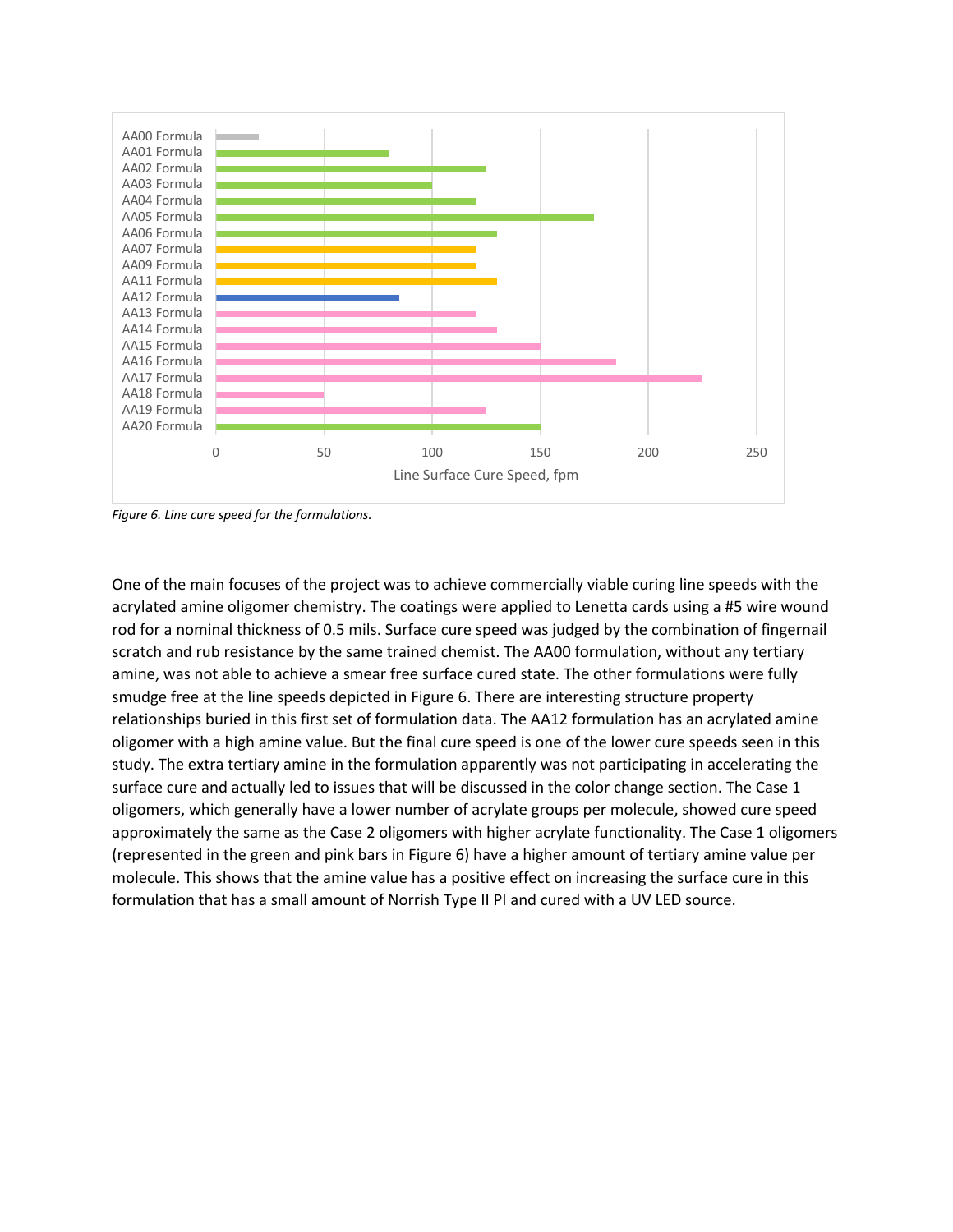Figure 6. Line cure speed for the formulations.

One of the main focuses of the project was to achieve commercially viable curing line speeds with the acrylated amine oligomer chemistry. The coatings were applied to Lenetta cards using a #5 wire wound rod for a nominal thickness of 0.5 mils. Surface cure speed was judged by the combination of fingernail scratch and rub resistance by the same trained chemist. The AA00 formulation, without any tertiary amine, was not able to achieve a smear free surface cured state. The other formulations were fully smudge free at the line speeds depicted in Figure 6. There are interesting structure property relationships buried in this first set of formulation data. The AA12 formulation has an acrylated amine oligomer with a high amine value. But the final cure speed is one of the lower cure speeds seen in this study. The extra tertiary amine in the formulation apparently was not participating in accelerating the surface cure and actually led to issues that will be discussed in the color change section. The Case 1 oligomers, which generally have a lower number of acrylate groups per molecule, showed cure speed approximately the same as the Case 2 oligomers with higher acrylate functionality. The Case 1 oligomers (represented in the green and pink bars in Figure 6) have a higher amount of tertiary amine value per molecule. This shows that the amine value has a positive effect on increasing the surface cure in this formulation that has a small amount of Norrish Type II PI and cured with a UV LED source.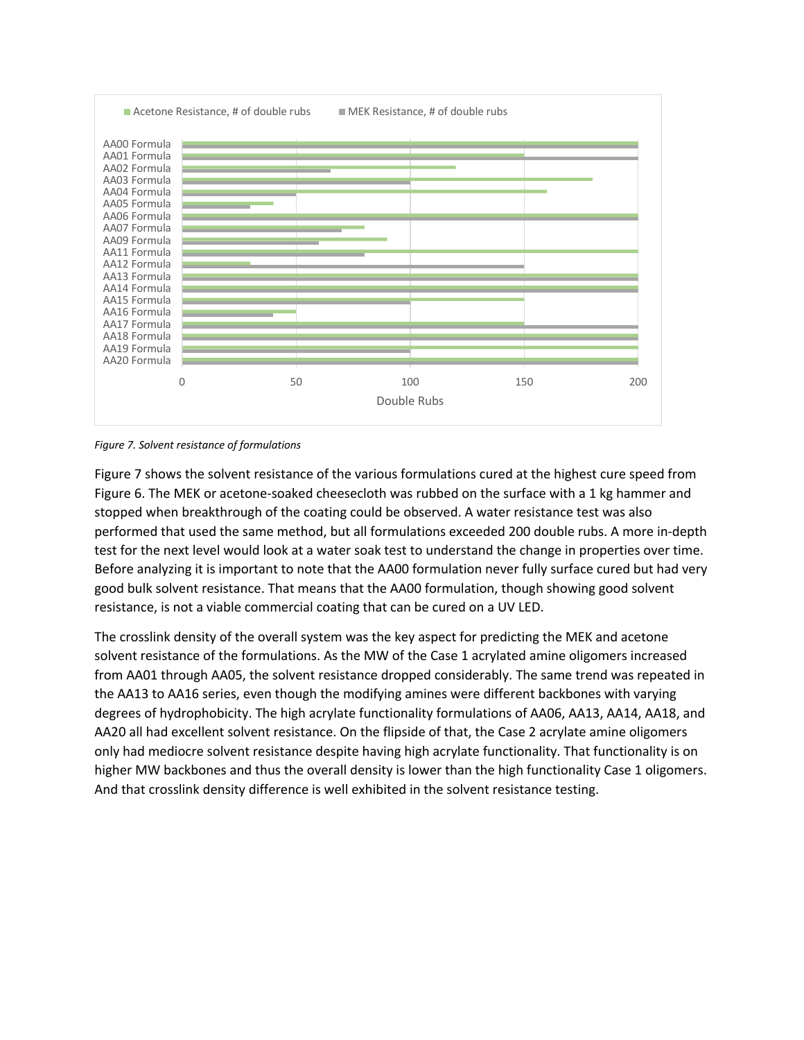*Figure 7. Solvent resistance of formulations*

Figure 7 shows the solvent resistance of the various formulations cured at the highest cure speed from Figure 6. The MEK or acetone-soaked cheesecloth was rubbed on the surface with a 1 kg hammer and stopped when breakthrough of the coating could be observed. A water resistance test was also performed that used the same method, but all formulations exceeded 200 double rubs. A more in-depth test for the next level would look at a water soak test to understand the change in properties over time. Before analyzing it is important to note that the AA00 formulation never fully surface cured but had very good bulk solvent resistance. That means that the AA00 formulation, though showing good solvent resistance, is not a viable commercial coating that can be cured on a UV LED.

The crosslink density of the overall system was the key aspect for predicting the MEK and acetone solvent resistance of the formulations. As the MW of the Case 1 acrylated amine oligomers increased from AA01 through AA05, the solvent resistance dropped considerably. The same trend was repeated in the AA13 to AA16 series, even though the modifying amines were different backbones with varying degrees of hydrophobicity. The high acrylate functionality formulations of AA06, AA13, AA14, AA18, and AA20 all had excellent solvent resistance. On the flipside of that, the Case 2 acrylate amine oligomers only had mediocre solvent resistance despite having high acrylate functionality. That functionality is on higher MW backbones and thus the overall density is lower than the high functionality Case 1 oligomers. And that crosslink density difference is well exhibited in the solvent resistance testing.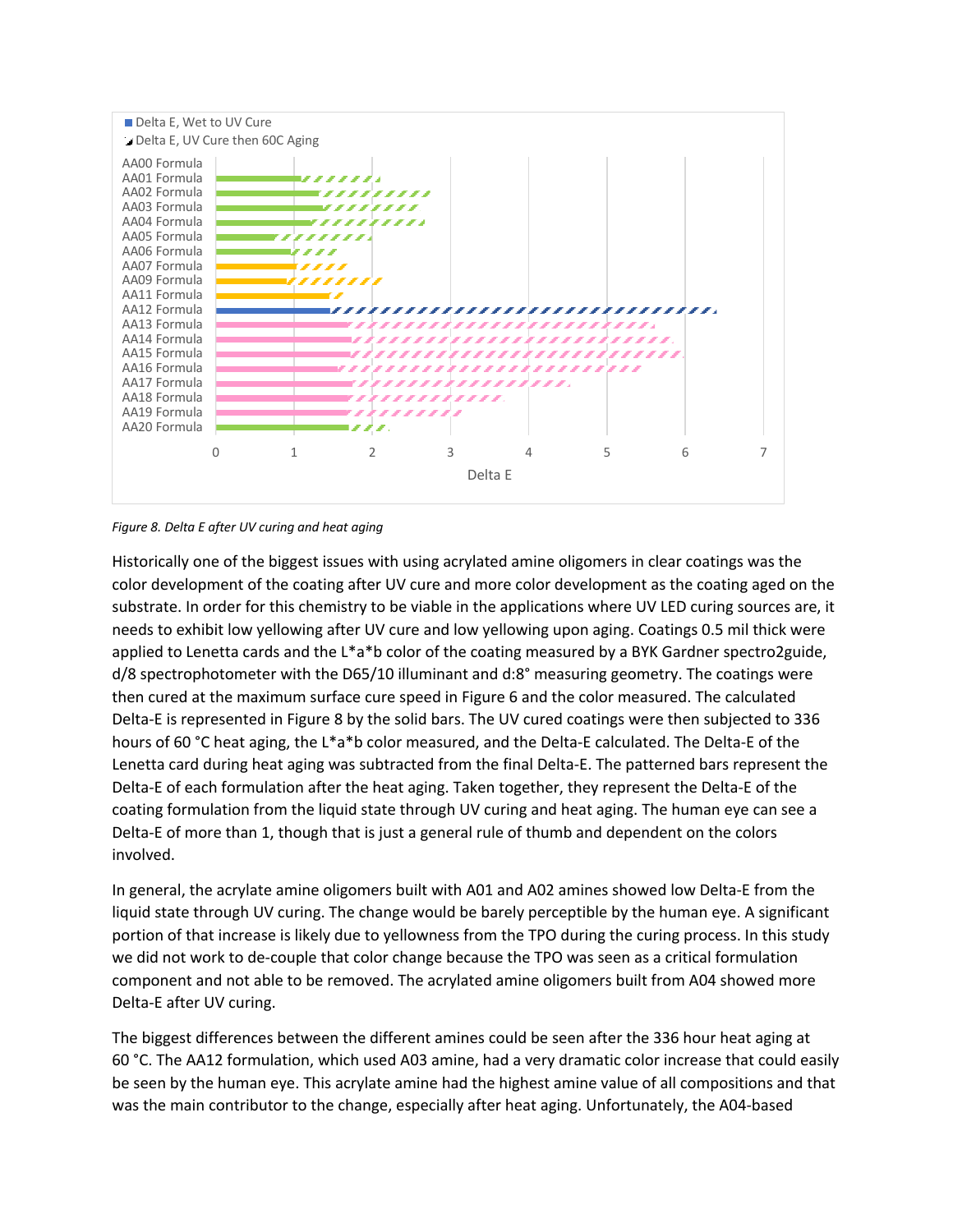Figure 8. Delta E after UV curing and heat aging

Historically one of the biggest issues with using acrylated amine oligomers in clear coatings was the color development of the coating after UV cure and more color development as the coating aged on the substrate. In order for this chemistry to be viable in the applications where UV LED curing sources are, it needs to exhibit low yellowing after UV cure and low yellowing upon aging. Coatings 0.5 mil thick were applied to Lenetta cards and the L*a*b color of the coating measured by a BYK Gardner spectro2guide, d/8 spectrophotometer with the D65/10 illuminant and d:8° measuring geometry. The coatings were then cured at the maximum surface cure speed in Figure 6 and the color measured. The calculated Delta-E is represented in Figure 8 by the solid bars. The UV cured coatings were then subjected to 336 hours of 60 °C heat aging, the L*a*b color measured, and the Delta-E calculated. The Delta-E of the Lenetta card during heat aging was subtracted from the final Delta-E. The patterned bars represent the Delta-E of each formulation after the heat aging. Taken together, they represent the Delta-E of the coating formulation from the liquid state through UV curing and heat aging. The human eye can see a Delta-E of more than 1, though that is just a general rule of thumb and dependent on the colors involved.

In general, the acrylate amine oligomers built with A01 and A02 amines showed low Delta-E from the liquid state through UV curing. The change would be barely perceptible by the human eye. A significant portion of that increase is likely due to yellowness from the TPO during the curing process. In this study we did not work to de-couple that color change because the TPO was seen as a critical formulation component and not able to be removed. The acrylated amine oligomers built from A04 showed more Delta-E after UV curing.

The biggest differences between the different amines could be seen after the 336 hour heat aging at 60 °C. The AA12 formulation, which used A03 amine, had a very dramatic color increase that could easily be seen by the human eye. This acrylate amine had the highest amine value of all compositions and that was the main contributor to the change, especially after heat aging. Unfortunately, the A04-based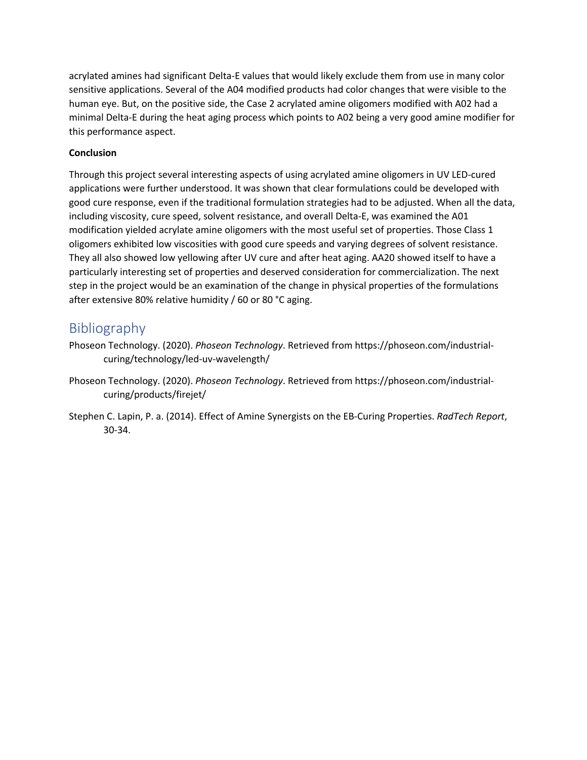acrylated amines had significant Delta-E values that would likely exclude them from use in many color sensitive applications. Several of the A04 modified products had color changes that were visible to the human eye. But, on the positive side, the Case 2 acrylated amine oligomers modified with A02 had a minimal Delta-E during the heat aging process which points to A02 being a very good amine modifier for this performance aspect.

**Conclusion**

Through this project several interesting aspects of using acrylated amine oligomers in UV LED-cured applications were further understood. It was shown that clear formulations could be developed with good cure response, even if the traditional formulation strategies had to be adjusted. When all the data, including viscosity, cure speed, solvent resistance, and overall Delta-E, was examined the A01 modification yielded acrylate amine oligomers with the most useful set of properties. Those Class 1 oligomers exhibited low viscosities with good cure speeds and varying degrees of solvent resistance. They all also showed low yellowing after UV cure and after heat aging. AA20 showed itself to have a particularly interesting set of properties and deserved consideration for commercialization. The next step in the project would be an examination of the change in physical properties of the formulations after extensive 80% relative humidity / 60 or 80 °C aging.

## Bibliography

Phoseon Technology. (2020). *Phoseon Technology*. Retrieved from https://phoseon.com/industrial-curing/technology/led-uv-wavelength/

Phoseon Technology. (2020). *Phoseon Technology*. Retrieved from https://phoseon.com/industrial-curing/products/firejet/

Stephen C. Lapin, P. a. (2014). Effect of Amine Synergists on the EB-Curing Properties. *RadTech Report*, 30-34.